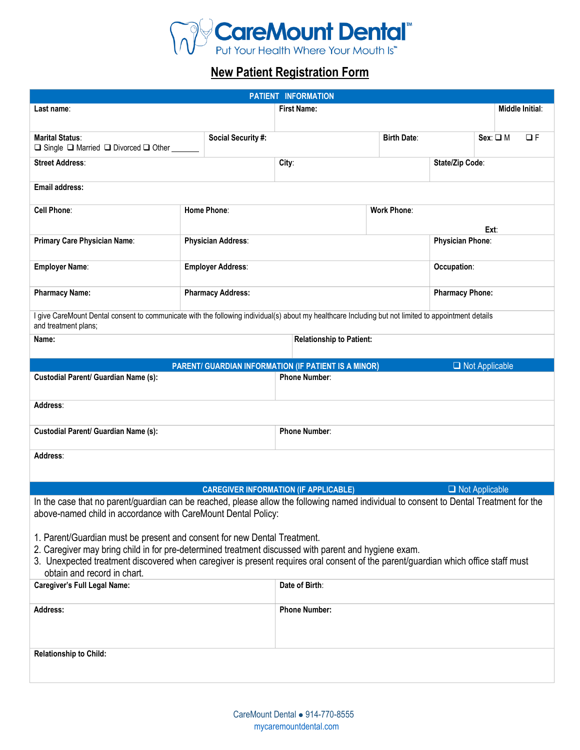# CareMount Dental™

Put Your Health Where Your Mouth Is™

## New Patient Registration Form

| PATIENT INFORMATION | | | |
|---|---|---|---|
| Last name: | First Name: | | Middle Initial: |
| Marital Status: ☐ Single ☐ Married ☐ Divorced ☐ Other _______ | Social Security #: | Birth Date: | Sex: ☐ M ☐ F |
| Street Address: | City: | State/Zip Code: | |
| Email address: | | | |
| Cell Phone: | Home Phone: | Work Phone: Ext: | |
| Primary Care Physician Name: | Physician Address: | Physician Phone: | |
| Employer Name: | Employer Address: | Occupation: | |
| Pharmacy Name: | Pharmacy Address: | Pharmacy Phone: | |

I give CareMount Dental consent to communicate with the following individual(s) about my healthcare Including but not limited to appointment details and treatment plans;

| Name: | Relationship to Patient: |
|---|---|

| PARENT/ GUARDIAN INFORMATION (IF PATIENT IS A MINOR) ☐ Not Applicable | |
|---|---|
| Custodial Parent/ Guardian Name (s): | Phone Number: |
| Address: | |
| Custodial Parent/ Guardian Name (s): | Phone Number: |
| Address: | |

**CAREGIVER INFORMATION (IF APPLICABLE)** ☐ Not Applicable

In the case that no parent/guardian can be reached, please allow the following named individual to consent to Dental Treatment for the above-named child in accordance with CareMount Dental Policy:

1. Parent/Guardian must be present and consent for new Dental Treatment.
2. Caregiver may bring child in for pre-determined treatment discussed with parent and hygiene exam.
3. Unexpected treatment discovered when caregiver is present requires oral consent of the parent/guardian which office staff must obtain and record in chart.

| Caregiver's Full Legal Name: | Date of Birth: |
|---|---|
| Address: | Phone Number: |
| Relationship to Child: | |

CareMount Dental ● 914-770-8555
mycaremountdental.com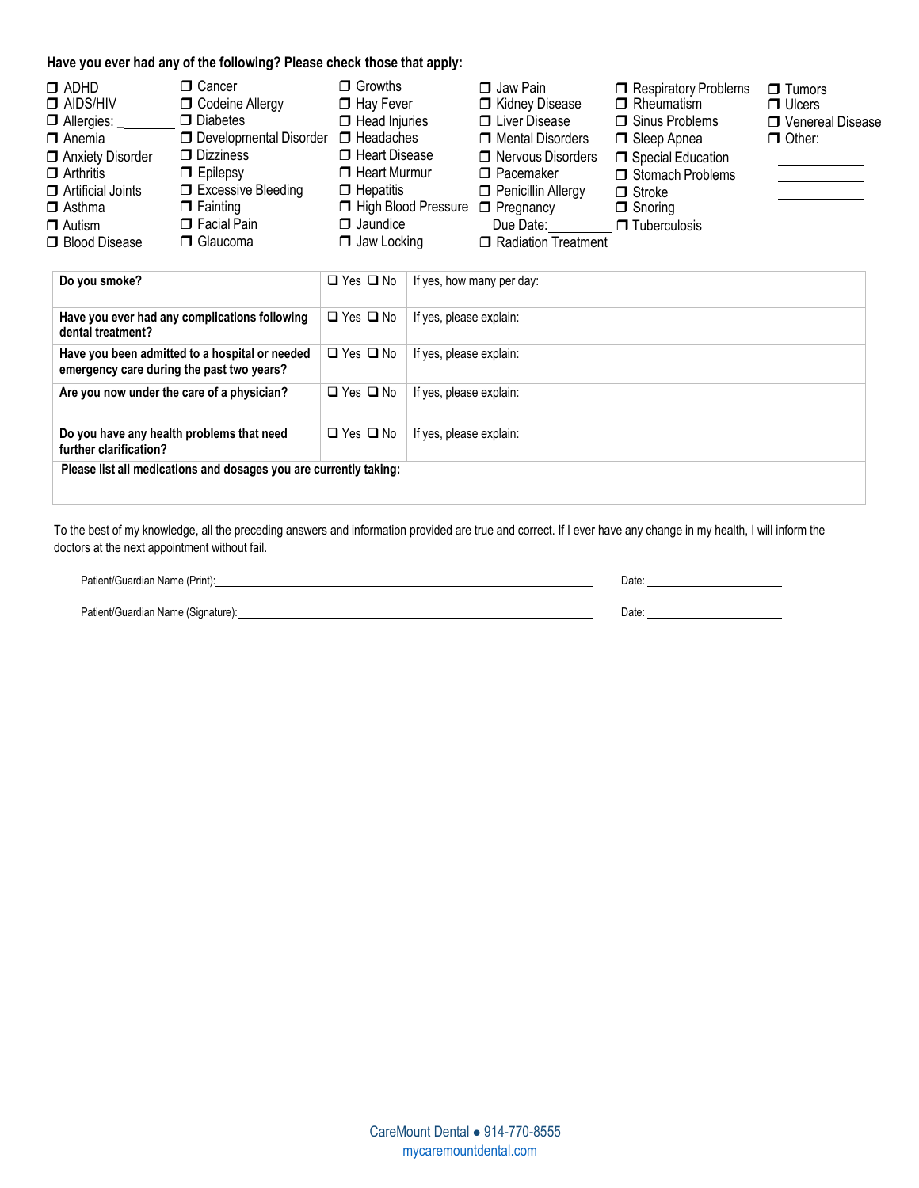**Have you ever had any of the following? Please check those that apply:**

- ❒ ADHD
- ❒ AIDS/HIV
- ❒ Allergies: ________
- ❒ Anemia
- ❒ Anxiety Disorder
- ❒ Arthritis
- ❒ Artificial Joints
- ❒ Asthma
- ❒ Autism
- ❒ Blood Disease
- ❒ Cancer
- ❒ Codeine Allergy
- ❒ Diabetes
- ❒ Developmental Disorder
- ❒ Dizziness
- ❒ Epilepsy
- ❒ Excessive Bleeding
- ❒ Fainting
- ❒ Facial Pain
- ❒ Glaucoma
- ❒ Growths
- ❒ Hay Fever
- ❒ Head Injuries
- ❒ Headaches
- ❒ Heart Disease
- ❒ Heart Murmur
- ❒ Hepatitis
- ❒ High Blood Pressure
- ❒ Jaundice
- ❒ Jaw Locking
- ❒ Jaw Pain
- ❒ Kidney Disease
- ❒ Liver Disease
- ❒ Mental Disorders
- ❒ Nervous Disorders
- ❒ Pacemaker
- ❒ Penicillin Allergy
- ❒ Pregnancy
  Due Date:________
- ❒ Radiation Treatment
- ❒ Respiratory Problems
- ❒ Rheumatism
- ❒ Sinus Problems
- ❒ Sleep Apnea
- ❒ Special Education
- ❒ Stomach Problems
- ❒ Stroke
- ❒ Snoring
- ❒ Tuberculosis
- ❒ Tumors
- ❒ Ulcers
- ❒ Venereal Disease
- ❒ Other: ____________
  ____________
  ____________

| | | |
|---|---|---|
| **Do you smoke?** | ❑ Yes ❑ No | If yes, how many per day: |
| **Have you ever had any complications following dental treatment?** | ❑ Yes ❑ No | If yes, please explain: |
| **Have you been admitted to a hospital or needed emergency care during the past two years?** | ❑ Yes ❑ No | If yes, please explain: |
| **Are you now under the care of a physician?** | ❑ Yes ❑ No | If yes, please explain: |
| **Do you have any health problems that need further clarification?** | ❑ Yes ❑ No | If yes, please explain: |
| **Please list all medications and dosages you are currently taking:** | | |

To the best of my knowledge, all the preceding answers and information provided are true and correct. If I ever have any change in my health, I will inform the doctors at the next appointment without fail.

Patient/Guardian Name (Print):______________________________ Date: ____________

Patient/Guardian Name (Signature):______________________________ Date: ____________

CareMount Dental ● 914-770-8555
mycaremountdental.com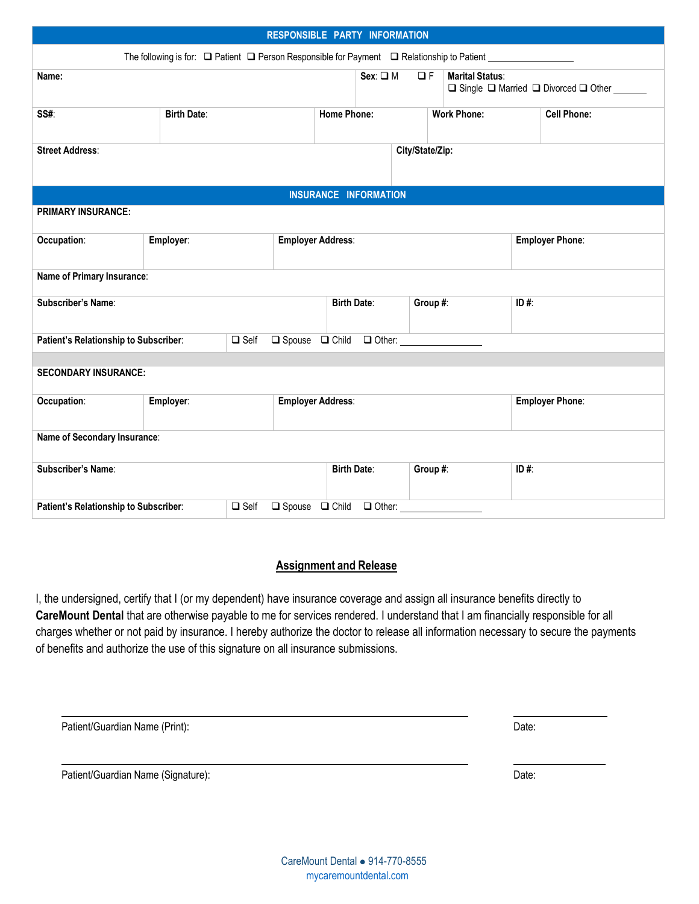## RESPONSIBLE PARTY INFORMATION

The following is for: ❑ Patient ❑ Person Responsible for Payment ❑ Relationship to Patient ________________

| **Name:** | | **Sex:** ❑ M ❑ F | **Marital Status:** ❑ Single ❑ Married ❑ Divorced ❑ Other _______ |
|---|---|---|---|

| **SS#:** | **Birth Date:** | **Home Phone:** | **Work Phone:** | **Cell Phone:** |
|---|---|---|---|---|

| **Street Address:** | **City/State/Zip:** |
|---|---|

## INSURANCE INFORMATION

**PRIMARY INSURANCE:**

| **Occupation:** | **Employer:** | **Employer Address:** | **Employer Phone:** |
|---|---|---|---|

**Name of Primary Insurance:**

| **Subscriber's Name:** | **Birth Date:** | **Group #:** | **ID #:** |
|---|---|---|---|

**Patient's Relationship to Subscriber:** ❑ Self ❑ Spouse ❑ Child ❑ Other: ________________

**SECONDARY INSURANCE:**

| **Occupation:** | **Employer:** | **Employer Address:** | **Employer Phone:** |
|---|---|---|---|

**Name of Secondary Insurance:**

| **Subscriber's Name:** | **Birth Date:** | **Group #:** | **ID #:** |
|---|---|---|---|

**Patient's Relationship to Subscriber:** ❑ Self ❑ Spouse ❑ Child ❑ Other: ________________

## Assignment and Release

I, the undersigned, certify that I (or my dependent) have insurance coverage and assign all insurance benefits directly to **CareMount Dental** that are otherwise payable to me for services rendered. I understand that I am financially responsible for all charges whether or not paid by insurance. I hereby authorize the doctor to release all information necessary to secure the payments of benefits and authorize the use of this signature on all insurance submissions.

______________________________________________ ____________

Patient/Guardian Name (Print): Date:

______________________________________________ ____________

Patient/Guardian Name (Signature): Date:

CareMount Dental ● 914-770-8555
mycaremountdental.com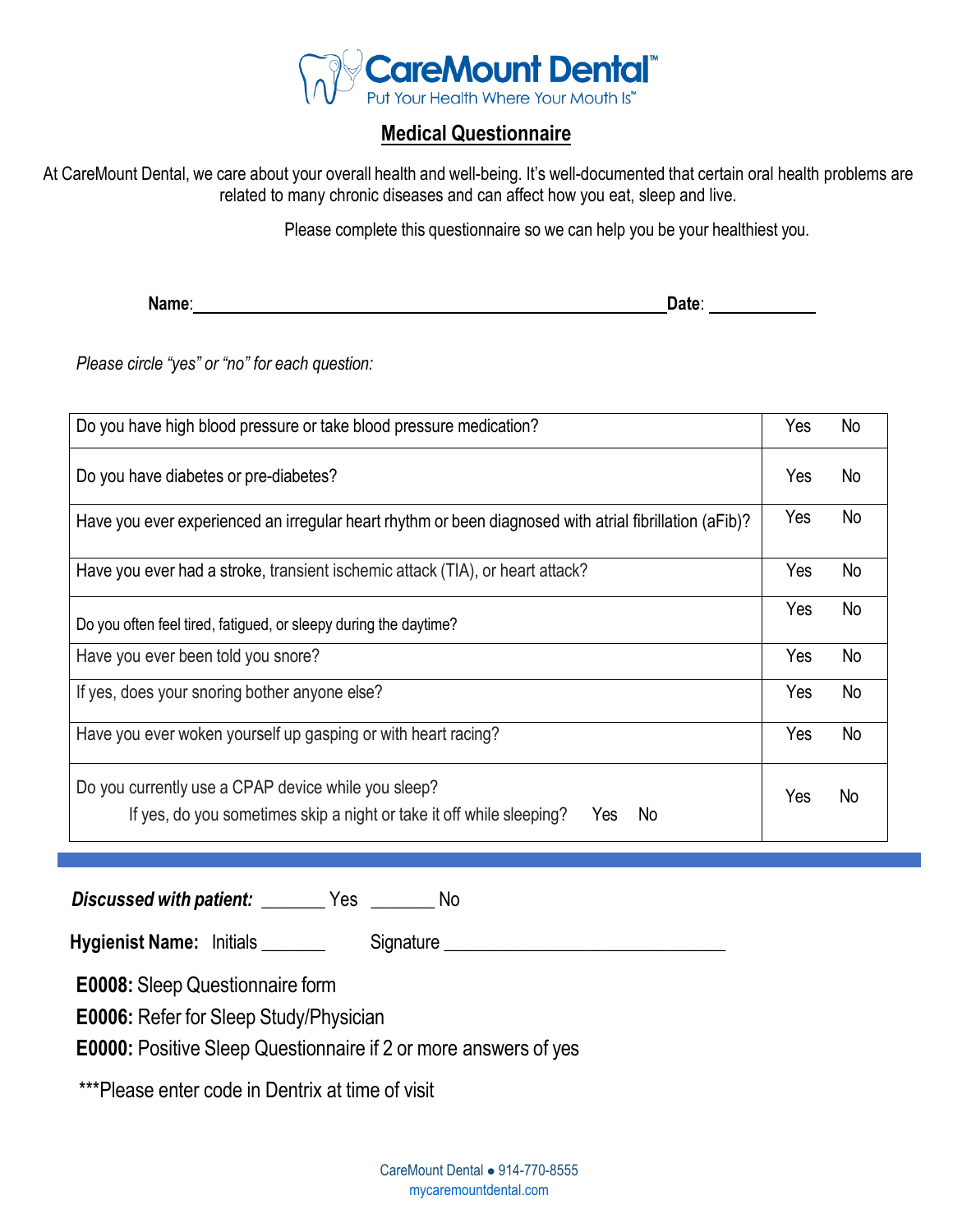**CareMount Dental™**
Put Your Health Where Your Mouth Is℠

## Medical Questionnaire

At CareMount Dental, we care about your overall health and well-being. It's well-documented that certain oral health problems are related to many chronic diseases and can affect how you eat, sleep and live.

Please complete this questionnaire so we can help you be your healthiest you.

**Name**: ______________________________ **Date**: ____________

*Please circle "yes" or "no" for each question:*

| Question | | |
|---|---|---|
| Do you have high blood pressure or take blood pressure medication? | Yes | No |
| Do you have diabetes or pre-diabetes? | Yes | No |
| Have you ever experienced an irregular heart rhythm or been diagnosed with atrial fibrillation (aFib)? | Yes | No |
| Have you ever had a stroke, transient ischemic attack (TIA), or heart attack? | Yes | No |
| Do you often feel tired, fatigued, or sleepy during the daytime? | Yes | No |
| Have you ever been told you snore? | Yes | No |
| If yes, does your snoring bother anyone else? | Yes | No |
| Have you ever woken yourself up gasping or with heart racing? | Yes | No |
| Do you currently use a CPAP device while you sleep?<br>If yes, do you sometimes skip a night or take it off while sleeping? Yes No | Yes | No |

***Discussed with patient:*** _______ Yes _______ No

**Hygienist Name:** Initials _______ Signature ______________________________

**E0008:** Sleep Questionnaire form

**E0006:** Refer for Sleep Study/Physician

**E0000:** Positive Sleep Questionnaire if 2 or more answers of yes

***Please enter code in Dentrix at time of visit

CareMount Dental ● 914-770-8555
mycaremountdental.com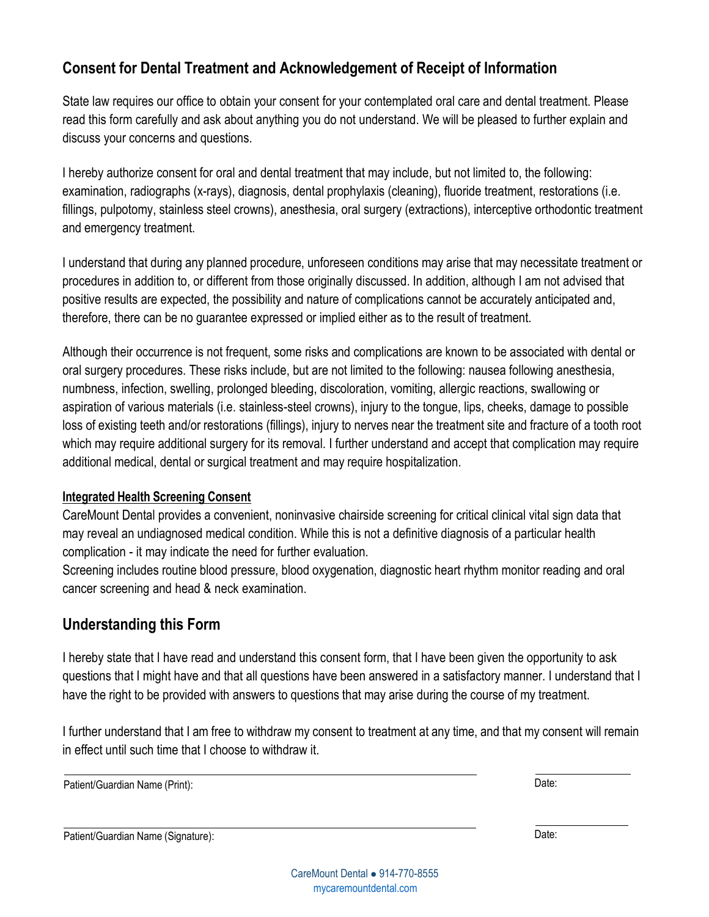## Consent for Dental Treatment and Acknowledgement of Receipt of Information

State law requires our office to obtain your consent for your contemplated oral care and dental treatment. Please read this form carefully and ask about anything you do not understand. We will be pleased to further explain and discuss your concerns and questions.

I hereby authorize consent for oral and dental treatment that may include, but not limited to, the following: examination, radiographs (x-rays), diagnosis, dental prophylaxis (cleaning), fluoride treatment, restorations (i.e. fillings, pulpotomy, stainless steel crowns), anesthesia, oral surgery (extractions), interceptive orthodontic treatment and emergency treatment.

I understand that during any planned procedure, unforeseen conditions may arise that may necessitate treatment or procedures in addition to, or different from those originally discussed. In addition, although I am not advised that positive results are expected, the possibility and nature of complications cannot be accurately anticipated and, therefore, there can be no guarantee expressed or implied either as to the result of treatment.

Although their occurrence is not frequent, some risks and complications are known to be associated with dental or oral surgery procedures. These risks include, but are not limited to the following: nausea following anesthesia, numbness, infection, swelling, prolonged bleeding, discoloration, vomiting, allergic reactions, swallowing or aspiration of various materials (i.e. stainless-steel crowns), injury to the tongue, lips, cheeks, damage to possible loss of existing teeth and/or restorations (fillings), injury to nerves near the treatment site and fracture of a tooth root which may require additional surgery for its removal. I further understand and accept that complication may require additional medical, dental or surgical treatment and may require hospitalization.

**Integrated Health Screening Consent**

CareMount Dental provides a convenient, noninvasive chairside screening for critical clinical vital sign data that may reveal an undiagnosed medical condition. While this is not a definitive diagnosis of a particular health complication - it may indicate the need for further evaluation.

Screening includes routine blood pressure, blood oxygenation, diagnostic heart rhythm monitor reading and oral cancer screening and head & neck examination.

## Understanding this Form

I hereby state that I have read and understand this consent form, that I have been given the opportunity to ask questions that I might have and that all questions have been answered in a satisfactory manner. I understand that I have the right to be provided with answers to questions that may arise during the course of my treatment.

I further understand that I am free to withdraw my consent to treatment at any time, and that my consent will remain in effect until such time that I choose to withdraw it.

Patient/Guardian Name (Print): ______________________________ Date: __________

Patient/Guardian Name (Signature): ______________________________ Date: __________

CareMount Dental ● 914-770-8555
mycaremountdental.com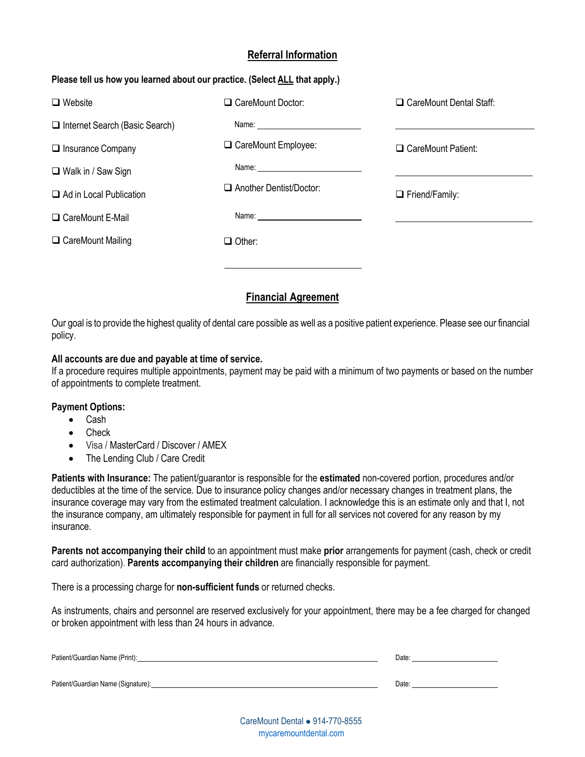## Referral Information

**Please tell us how you learned about our practice. (Select ALL that apply.)**

- ☐ Website
- ☐ Internet Search (Basic Search)
- ☐ Insurance Company
- ☐ Walk in / Saw Sign
- ☐ Ad in Local Publication
- ☐ CareMount E-Mail
- ☐ CareMount Mailing
- ☐ CareMount Doctor:
  Name: ______________________
- ☐ CareMount Employee:
  Name: ______________________
- ☐ Another Dentist/Doctor:
  Name: ______________________
- ☐ Other:
  ______________________
- ☐ CareMount Dental Staff:
  ______________________
- ☐ CareMount Patient:
  ______________________
- ☐ Friend/Family:
  ______________________

## Financial Agreement

Our goal is to provide the highest quality of dental care possible as well as a positive patient experience. Please see our financial policy.

**All accounts are due and payable at time of service.**
If a procedure requires multiple appointments, payment may be paid with a minimum of two payments or based on the number of appointments to complete treatment.

**Payment Options:**

- Cash
- Check
- Visa / MasterCard / Discover / AMEX
- The Lending Club / Care Credit

**Patients with Insurance:** The patient/guarantor is responsible for the **estimated** non-covered portion, procedures and/or deductibles at the time of the service. Due to insurance policy changes and/or necessary changes in treatment plans, the insurance coverage may vary from the estimated treatment calculation. I acknowledge this is an estimate only and that I, not the insurance company, am ultimately responsible for payment in full for all services not covered for any reason by my insurance.

**Parents not accompanying their child** to an appointment must make **prior** arrangements for payment (cash, check or credit card authorization). **Parents accompanying their children** are financially responsible for payment.

There is a processing charge for **non-sufficient funds** or returned checks.

As instruments, chairs and personnel are reserved exclusively for your appointment, there may be a fee charged for changed or broken appointment with less than 24 hours in advance.

Patient/Guardian Name (Print): ________________________________________ Date: ______________

Patient/Guardian Name (Signature): ________________________________________ Date: ______________

CareMount Dental ● 914-770-8555
mycaremountdental.com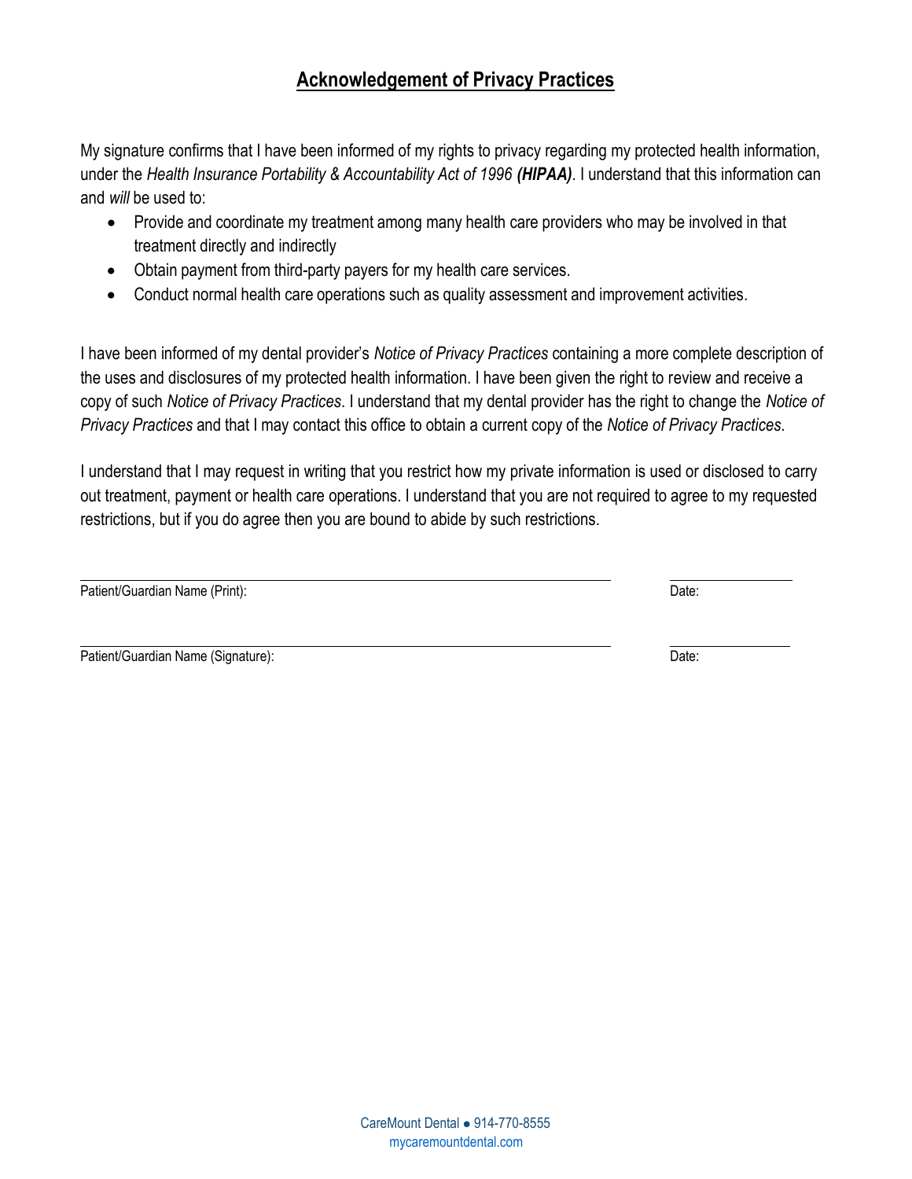# Acknowledgement of Privacy Practices

My signature confirms that I have been informed of my rights to privacy regarding my protected health information, under the *Health Insurance Portability & Accountability Act of 1996* ***(HIPAA)***. I understand that this information can and *will* be used to:

- Provide and coordinate my treatment among many health care providers who may be involved in that treatment directly and indirectly
- Obtain payment from third-party payers for my health care services.
- Conduct normal health care operations such as quality assessment and improvement activities.

I have been informed of my dental provider's *Notice of Privacy Practices* containing a more complete description of the uses and disclosures of my protected health information. I have been given the right to review and receive a copy of such *Notice of Privacy Practices*. I understand that my dental provider has the right to change the *Notice of Privacy Practices* and that I may contact this office to obtain a current copy of the *Notice of Privacy Practices*.

I understand that I may request in writing that you restrict how my private information is used or disclosed to carry out treatment, payment or health care operations. I understand that you are not required to agree to my requested restrictions, but if you do agree then you are bound to abide by such restrictions.

Patient/Guardian Name (Print): ______________________________ Date: __________

Patient/Guardian Name (Signature): ______________________________ Date: __________

CareMount Dental ● 914-770-8555
mycaremountdental.com